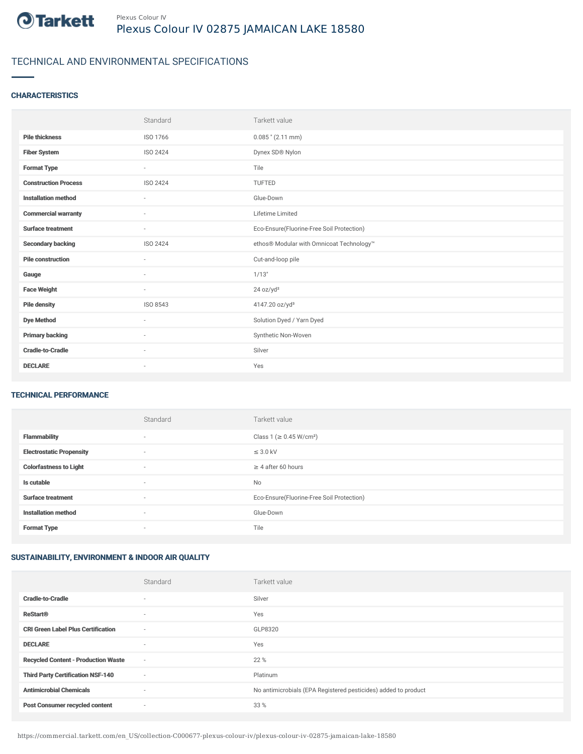Plexus Colour IV

# Plexus Colour IV 02875 JAMAICAN LAKE 18580

## TECHNICAL AND ENVIRONMENTAL SPECIFICATIONS

### CHARACTERISTICS

| | Standard | Tarkett value |
|---|---|---|
| **Pile thickness** | ISO 1766 | 0.085 " (2.11 mm) |
| **Fiber System** | ISO 2424 | Dynex SD® Nylon |
| **Format Type** | - | Tile |
| **Construction Process** | ISO 2424 | TUFTED |
| **Installation method** | - | Glue-Down |
| **Commercial warranty** | - | Lifetime Limited |
| **Surface treatment** | - | Eco-Ensure(Fluorine-Free Soil Protection) |
| **Secondary backing** | ISO 2424 | ethos® Modular with Omnicoat Technology™ |
| **Pile construction** | - | Cut-and-loop pile |
| **Gauge** | - | 1/13" |
| **Face Weight** | - | 24 oz/yd² |
| **Pile density** | ISO 8543 | 4147.20 oz/yd³ |
| **Dye Method** | - | Solution Dyed / Yarn Dyed |
| **Primary backing** | - | Synthetic Non-Woven |
| **Cradle-to-Cradle** | - | Silver |
| **DECLARE** | - | Yes |

### TECHNICAL PERFORMANCE

| | Standard | Tarkett value |
|---|---|---|
| **Flammability** | - | Class 1 (≥ 0.45 W/cm²) |
| **Electrostatic Propensity** | - | ≤ 3.0 kV |
| **Colorfastness to Light** | - | ≥ 4 after 60 hours |
| **Is cutable** | - | No |
| **Surface treatment** | - | Eco-Ensure(Fluorine-Free Soil Protection) |
| **Installation method** | - | Glue-Down |
| **Format Type** | - | Tile |

### SUSTAINABILITY, ENVIRONMENT & INDOOR AIR QUALITY

| | Standard | Tarkett value |
|---|---|---|
| **Cradle-to-Cradle** | - | Silver |
| **ReStart®** | - | Yes |
| **CRI Green Label Plus Certification** | - | GLP8320 |
| **DECLARE** | - | Yes |
| **Recycled Content - Production Waste** | - | 22 % |
| **Third Party Certification NSF-140** | - | Platinum |
| **Antimicrobial Chemicals** | - | No antimicrobials (EPA Registered pesticides) added to product |
| **Post Consumer recycled content** | - | 33 % |

https://commercial.tarkett.com/en_US/collection-C000677-plexus-colour-iv/plexus-colour-iv-02875-jamaican-lake-18580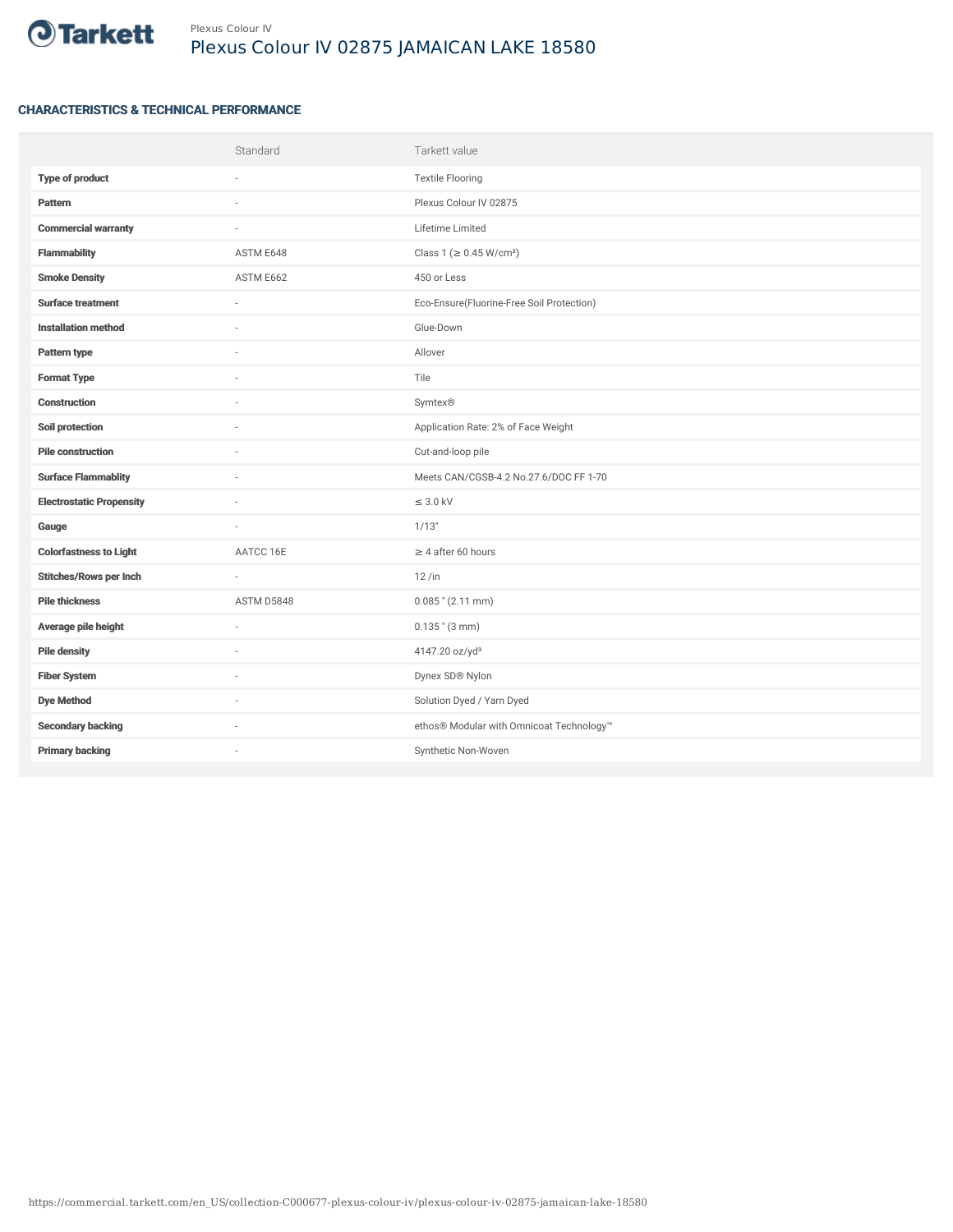Plexus Colour IV

# Plexus Colour IV 02875 JAMAICAN LAKE 18580

## CHARACTERISTICS & TECHNICAL PERFORMANCE

| | Standard | Tarkett value |
|---|---|---|
| **Type of product** | - | Textile Flooring |
| **Pattern** | - | Plexus Colour IV 02875 |
| **Commercial warranty** | - | Lifetime Limited |
| **Flammability** | ASTM E648 | Class 1 (≥ 0.45 W/cm²) |
| **Smoke Density** | ASTM E662 | 450 or Less |
| **Surface treatment** | - | Eco-Ensure(Fluorine-Free Soil Protection) |
| **Installation method** | - | Glue-Down |
| **Pattern type** | - | Allover |
| **Format Type** | - | Tile |
| **Construction** | - | Symtex® |
| **Soil protection** | - | Application Rate: 2% of Face Weight |
| **Pile construction** | - | Cut-and-loop pile |
| **Surface Flammablity** | - | Meets CAN/CGSB-4.2 No.27.6/DOC FF 1-70 |
| **Electrostatic Propensity** | - | ≤ 3.0 kV |
| **Gauge** | - | 1/13" |
| **Colorfastness to Light** | AATCC 16E | ≥ 4 after 60 hours |
| **Stitches/Rows per Inch** | - | 12 /in |
| **Pile thickness** | ASTM D5848 | 0.085 " (2.11 mm) |
| **Average pile height** | - | 0.135 " (3 mm) |
| **Pile density** | - | 4147.20 oz/yd³ |
| **Fiber System** | - | Dynex SD® Nylon |
| **Dye Method** | - | Solution Dyed / Yarn Dyed |
| **Secondary backing** | - | ethos® Modular with Omnicoat Technology™ |
| **Primary backing** | - | Synthetic Non-Woven |